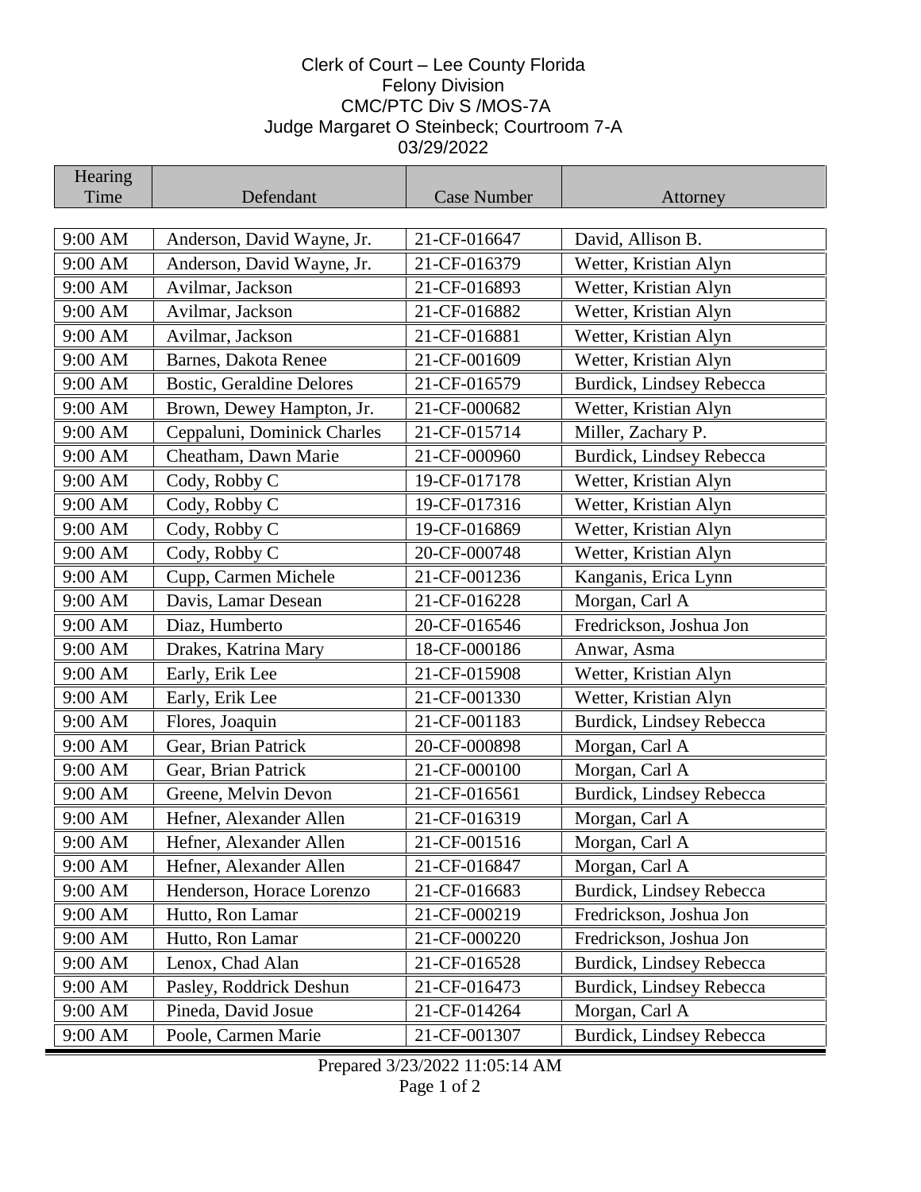Clerk of Court – Lee County Florida
Felony Division
CMC/PTC Div S /MOS-7A
Judge Margaret O Steinbeck; Courtroom 7-A
03/29/2022

| Hearing Time | Defendant | Case Number | Attorney |
|---|---|---|---|
| 9:00 AM | Anderson, David Wayne, Jr. | 21-CF-016647 | David, Allison B. |
| 9:00 AM | Anderson, David Wayne, Jr. | 21-CF-016379 | Wetter, Kristian Alyn |
| 9:00 AM | Avilmar, Jackson | 21-CF-016893 | Wetter, Kristian Alyn |
| 9:00 AM | Avilmar, Jackson | 21-CF-016882 | Wetter, Kristian Alyn |
| 9:00 AM | Avilmar, Jackson | 21-CF-016881 | Wetter, Kristian Alyn |
| 9:00 AM | Barnes, Dakota Renee | 21-CF-001609 | Wetter, Kristian Alyn |
| 9:00 AM | Bostic, Geraldine Delores | 21-CF-016579 | Burdick, Lindsey Rebecca |
| 9:00 AM | Brown, Dewey Hampton, Jr. | 21-CF-000682 | Wetter, Kristian Alyn |
| 9:00 AM | Ceppaluni, Dominick Charles | 21-CF-015714 | Miller, Zachary P. |
| 9:00 AM | Cheatham, Dawn Marie | 21-CF-000960 | Burdick, Lindsey Rebecca |
| 9:00 AM | Cody, Robby C | 19-CF-017178 | Wetter, Kristian Alyn |
| 9:00 AM | Cody, Robby C | 19-CF-017316 | Wetter, Kristian Alyn |
| 9:00 AM | Cody, Robby C | 19-CF-016869 | Wetter, Kristian Alyn |
| 9:00 AM | Cody, Robby C | 20-CF-000748 | Wetter, Kristian Alyn |
| 9:00 AM | Cupp, Carmen Michele | 21-CF-001236 | Kanganis, Erica Lynn |
| 9:00 AM | Davis, Lamar Desean | 21-CF-016228 | Morgan, Carl A |
| 9:00 AM | Diaz, Humberto | 20-CF-016546 | Fredrickson, Joshua Jon |
| 9:00 AM | Drakes, Katrina Mary | 18-CF-000186 | Anwar, Asma |
| 9:00 AM | Early, Erik Lee | 21-CF-015908 | Wetter, Kristian Alyn |
| 9:00 AM | Early, Erik Lee | 21-CF-001330 | Wetter, Kristian Alyn |
| 9:00 AM | Flores, Joaquin | 21-CF-001183 | Burdick, Lindsey Rebecca |
| 9:00 AM | Gear, Brian Patrick | 20-CF-000898 | Morgan, Carl A |
| 9:00 AM | Gear, Brian Patrick | 21-CF-000100 | Morgan, Carl A |
| 9:00 AM | Greene, Melvin Devon | 21-CF-016561 | Burdick, Lindsey Rebecca |
| 9:00 AM | Hefner, Alexander Allen | 21-CF-016319 | Morgan, Carl A |
| 9:00 AM | Hefner, Alexander Allen | 21-CF-001516 | Morgan, Carl A |
| 9:00 AM | Hefner, Alexander Allen | 21-CF-016847 | Morgan, Carl A |
| 9:00 AM | Henderson, Horace Lorenzo | 21-CF-016683 | Burdick, Lindsey Rebecca |
| 9:00 AM | Hutto, Ron Lamar | 21-CF-000219 | Fredrickson, Joshua Jon |
| 9:00 AM | Hutto, Ron Lamar | 21-CF-000220 | Fredrickson, Joshua Jon |
| 9:00 AM | Lenox, Chad Alan | 21-CF-016528 | Burdick, Lindsey Rebecca |
| 9:00 AM | Pasley, Roddrick Deshun | 21-CF-016473 | Burdick, Lindsey Rebecca |
| 9:00 AM | Pineda, David Josue | 21-CF-014264 | Morgan, Carl A |
| 9:00 AM | Poole, Carmen Marie | 21-CF-001307 | Burdick, Lindsey Rebecca |

Prepared 3/23/2022 11:05:14 AM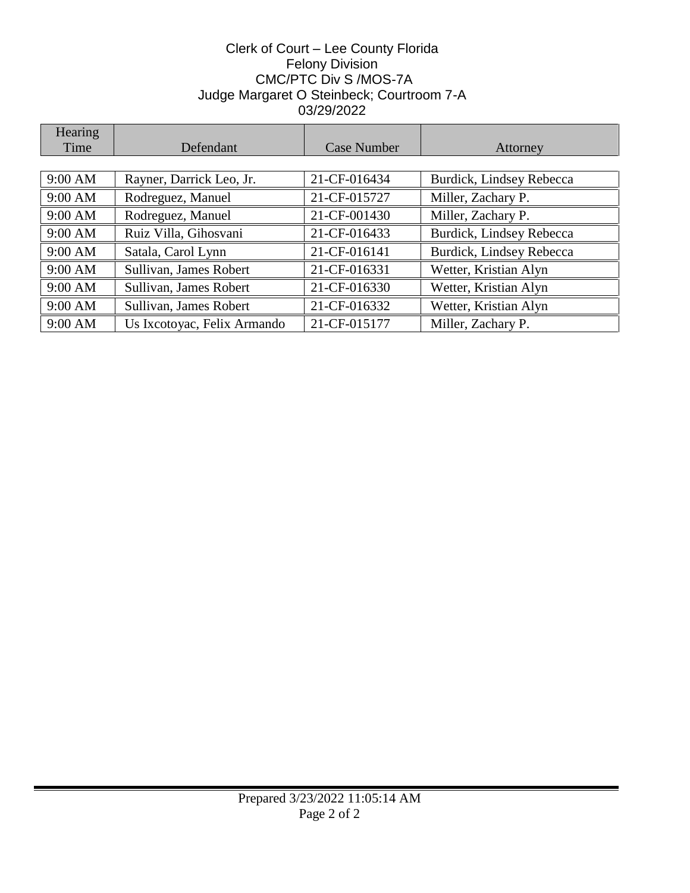Clerk of Court – Lee County Florida
Felony Division
CMC/PTC Div S /MOS-7A
Judge Margaret O Steinbeck; Courtroom 7-A
03/29/2022

| Hearing Time | Defendant | Case Number | Attorney |
|---|---|---|---|
| 9:00 AM | Rayner, Darrick Leo, Jr. | 21-CF-016434 | Burdick, Lindsey Rebecca |
| 9:00 AM | Rodreguez, Manuel | 21-CF-015727 | Miller, Zachary P. |
| 9:00 AM | Rodreguez, Manuel | 21-CF-001430 | Miller, Zachary P. |
| 9:00 AM | Ruiz Villa, Gihosvani | 21-CF-016433 | Burdick, Lindsey Rebecca |
| 9:00 AM | Satala, Carol Lynn | 21-CF-016141 | Burdick, Lindsey Rebecca |
| 9:00 AM | Sullivan, James Robert | 21-CF-016331 | Wetter, Kristian Alyn |
| 9:00 AM | Sullivan, James Robert | 21-CF-016330 | Wetter, Kristian Alyn |
| 9:00 AM | Sullivan, James Robert | 21-CF-016332 | Wetter, Kristian Alyn |
| 9:00 AM | Us Ixcotoyac, Felix Armando | 21-CF-015177 | Miller, Zachary P. |

Prepared 3/23/2022 11:05:14 AM